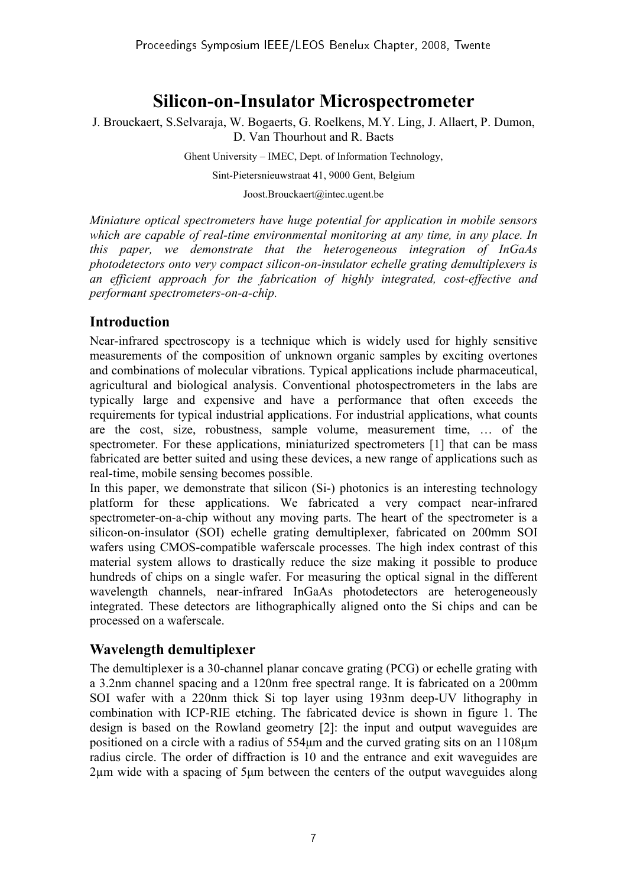# Silicon-on-Insulator Microspectrometer

J. Brouckaert, S.Selvaraja, W. Bogaerts, G. Roelkens, M.Y. Ling, J. Allaert, P. Dumon, D. Van Thourhout and R. Baets

Ghent University – IMEC, Dept. of Information Technology,

Sint-Pietersnieuwstraat 41, 9000 Gent, Belgium

Joost.Brouckaert@intec.ugent.be

*Miniature optical spectrometers have huge potential for application in mobile sensors which are capable of real-time environmental monitoring at any time, in any place. In this paper, we demonstrate that the heterogeneous integration of InGaAs photodetectors onto very compact silicon-on-insulator echelle grating demultiplexers is an efficient approach for the fabrication of highly integrated, cost-effective and performant spectrometers-on-a-chip.*

## Introduction

Near-infrared spectroscopy is a technique which is widely used for highly sensitive measurements of the composition of unknown organic samples by exciting overtones and combinations of molecular vibrations. Typical applications include pharmaceutical, agricultural and biological analysis. Conventional photospectrometers in the labs are typically large and expensive and have a performance that often exceeds the requirements for typical industrial applications. For industrial applications, what counts are the cost, size, robustness, sample volume, measurement time, … of the spectrometer. For these applications, miniaturized spectrometers [1] that can be mass fabricated are better suited and using these devices, a new range of applications such as real-time, mobile sensing becomes possible.

In this paper, we demonstrate that silicon (Si-) photonics is an interesting technology platform for these applications. We fabricated a very compact near-infrared spectrometer-on-a-chip without any moving parts. The heart of the spectrometer is a silicon-on-insulator (SOI) echelle grating demultiplexer, fabricated on 200mm SOI wafers using CMOS-compatible waferscale processes. The high index contrast of this material system allows to drastically reduce the size making it possible to produce hundreds of chips on a single wafer. For measuring the optical signal in the different wavelength channels, near-infrared InGaAs photodetectors are heterogeneously integrated. These detectors are lithographically aligned onto the Si chips and can be processed on a waferscale.

## Wavelength demultiplexer

The demultiplexer is a 30-channel planar concave grating (PCG) or echelle grating with a 3.2nm channel spacing and a 120nm free spectral range. It is fabricated on a 200mm SOI wafer with a 220nm thick Si top layer using 193nm deep-UV lithography in combination with ICP-RIE etching. The fabricated device is shown in figure 1. The design is based on the Rowland geometry [2]: the input and output waveguides are positioned on a circle with a radius of 554µm and the curved grating sits on an 1108µm radius circle. The order of diffraction is 10 and the entrance and exit waveguides are 2µm wide with a spacing of 5µm between the centers of the output waveguides along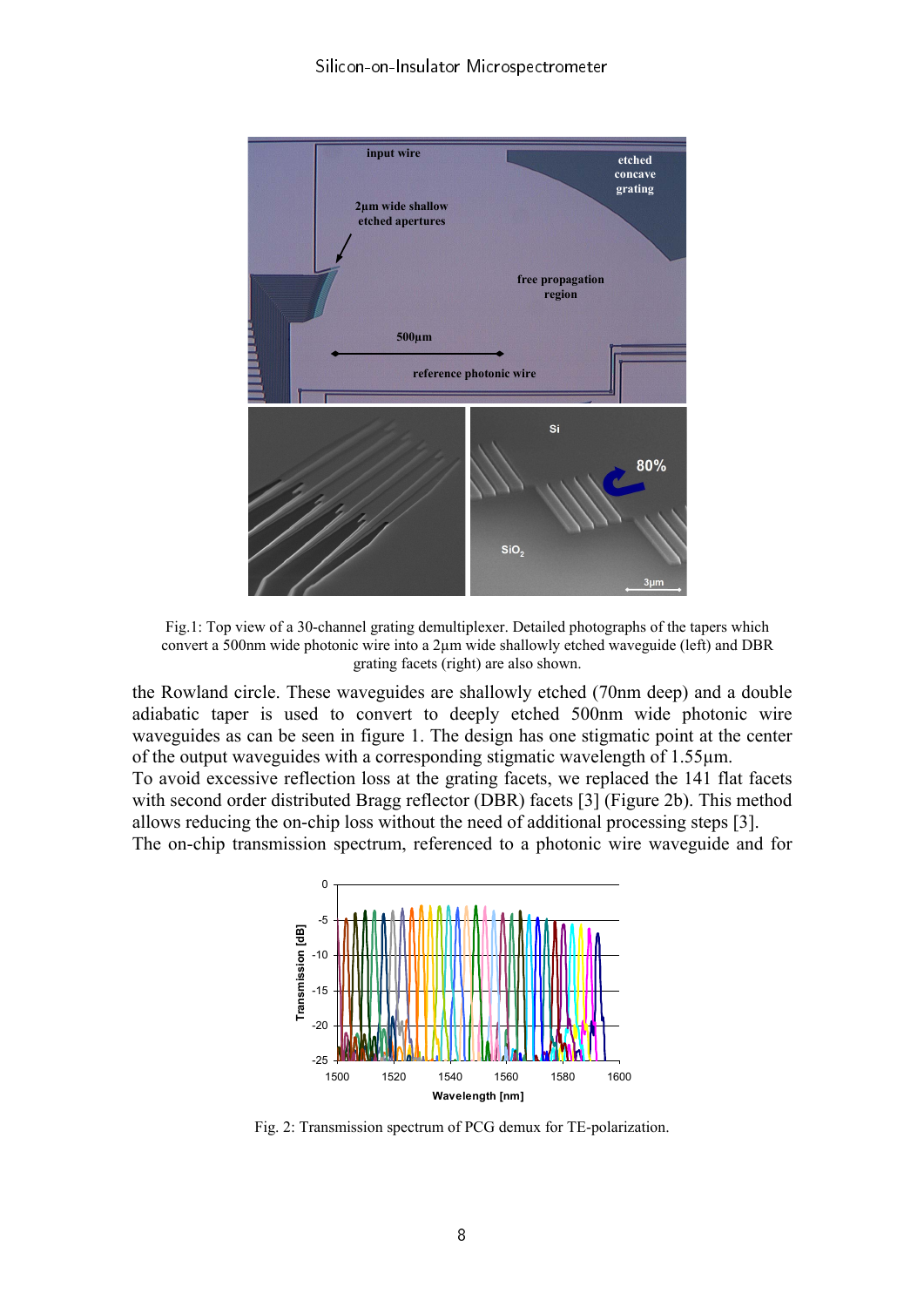Fig.1: Top view of a 30-channel grating demultiplexer. Detailed photographs of the tapers which convert a 500nm wide photonic wire into a 2µm wide shallowly etched waveguide (left) and DBR grating facets (right) are also shown.

the Rowland circle. These waveguides are shallowly etched (70nm deep) and a double adiabatic taper is used to convert to deeply etched 500nm wide photonic wire waveguides as can be seen in figure 1. The design has one stigmatic point at the center of the output waveguides with a corresponding stigmatic wavelength of 1.55µm.
To avoid excessive reflection loss at the grating facets, we replaced the 141 flat facets with second order distributed Bragg reflector (DBR) facets [3] (Figure 2b). This method allows reducing the on-chip loss without the need of additional processing steps [3].
The on-chip transmission spectrum, referenced to a photonic wire waveguide and for

Fig. 2: Transmission spectrum of PCG demux for TE-polarization.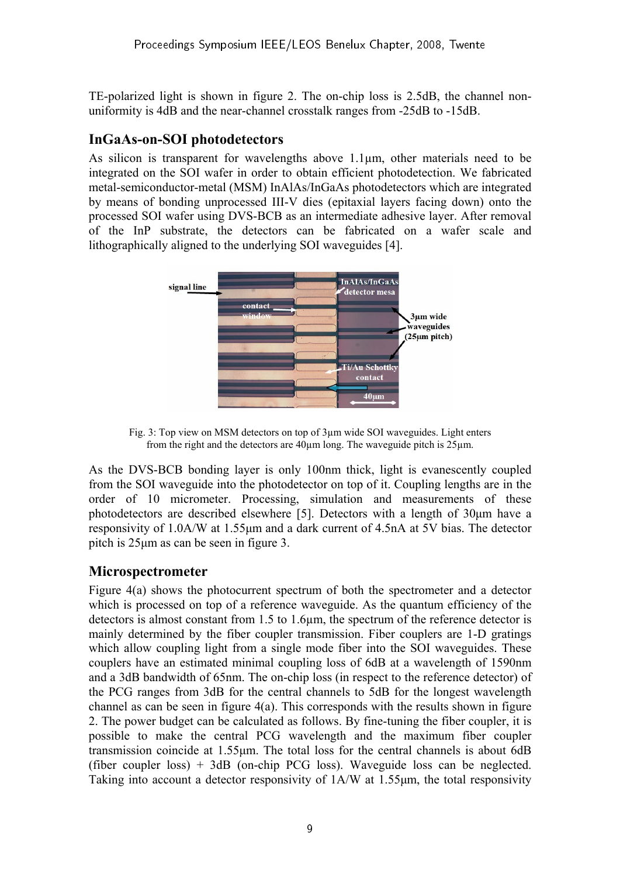TE-polarized light is shown in figure 2. The on-chip loss is 2.5dB, the channel non-uniformity is 4dB and the near-channel crosstalk ranges from -25dB to -15dB.

## InGaAs-on-SOI photodetectors

As silicon is transparent for wavelengths above 1.1µm, other materials need to be integrated on the SOI wafer in order to obtain efficient photodetection. We fabricated metal-semiconductor-metal (MSM) InAlAs/InGaAs photodetectors which are integrated by means of bonding unprocessed III-V dies (epitaxial layers facing down) onto the processed SOI wafer using DVS-BCB as an intermediate adhesive layer. After removal of the InP substrate, the detectors can be fabricated on a wafer scale and lithographically aligned to the underlying SOI waveguides [4].

Fig. 3: Top view on MSM detectors on top of 3µm wide SOI waveguides. Light enters from the right and the detectors are 40µm long. The waveguide pitch is 25µm.

As the DVS-BCB bonding layer is only 100nm thick, light is evanescently coupled from the SOI waveguide into the photodetector on top of it. Coupling lengths are in the order of 10 micrometer. Processing, simulation and measurements of these photodetectors are described elsewhere [5]. Detectors with a length of 30µm have a responsivity of 1.0A/W at 1.55µm and a dark current of 4.5nA at 5V bias. The detector pitch is 25µm as can be seen in figure 3.

## Microspectrometer

Figure 4(a) shows the photocurrent spectrum of both the spectrometer and a detector which is processed on top of a reference waveguide. As the quantum efficiency of the detectors is almost constant from 1.5 to 1.6µm, the spectrum of the reference detector is mainly determined by the fiber coupler transmission. Fiber couplers are 1-D gratings which allow coupling light from a single mode fiber into the SOI waveguides. These couplers have an estimated minimal coupling loss of 6dB at a wavelength of 1590nm and a 3dB bandwidth of 65nm. The on-chip loss (in respect to the reference detector) of the PCG ranges from 3dB for the central channels to 5dB for the longest wavelength channel as can be seen in figure 4(a). This corresponds with the results shown in figure 2. The power budget can be calculated as follows. By fine-tuning the fiber coupler, it is possible to make the central PCG wavelength and the maximum fiber coupler transmission coincide at 1.55µm. The total loss for the central channels is about 6dB (fiber coupler loss) + 3dB (on-chip PCG loss). Waveguide loss can be neglected. Taking into account a detector responsivity of 1A/W at 1.55µm, the total responsivity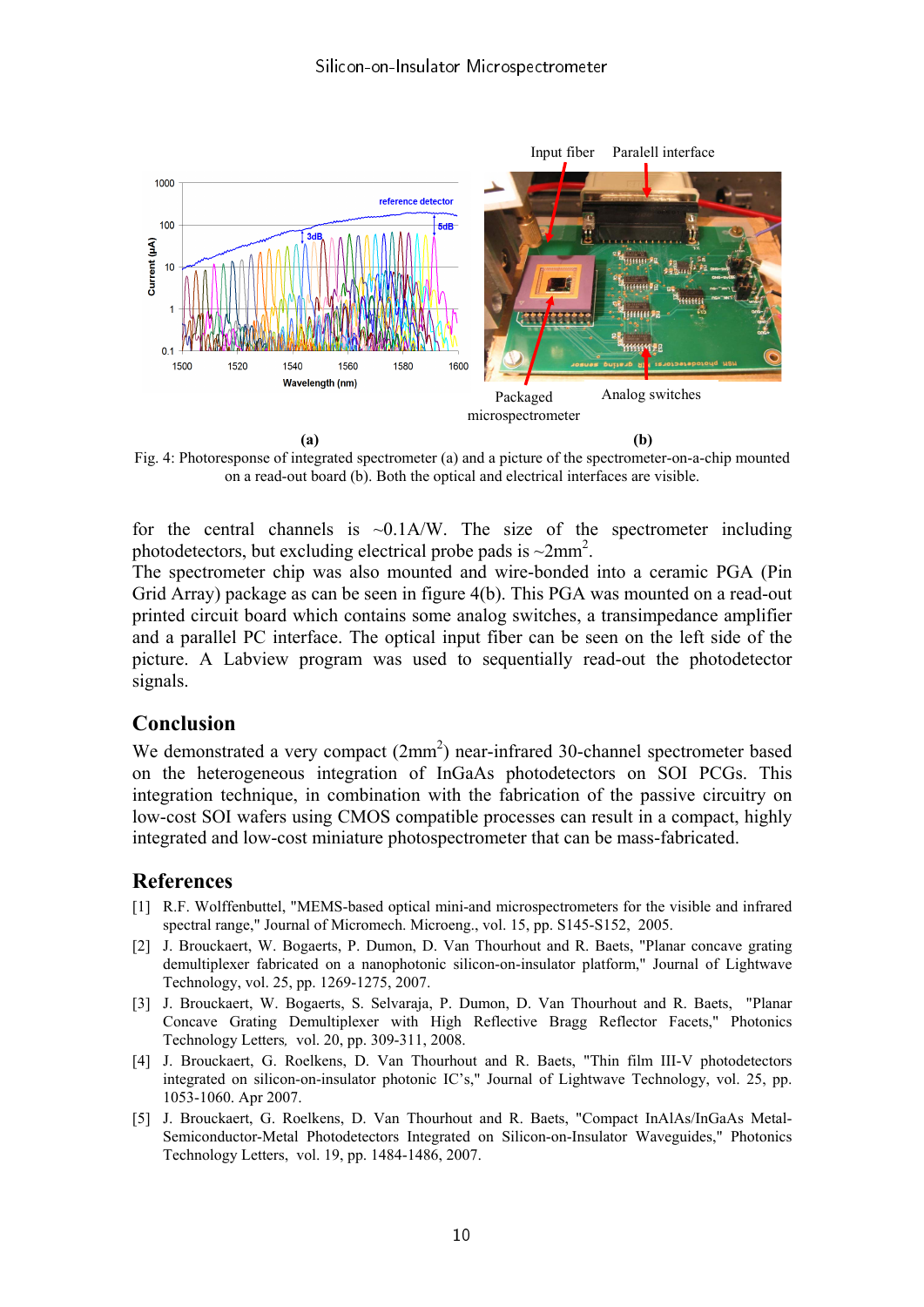1000

100

10

1

0.1

reference detector

3dB

5dB

Current (µA)

1500 1520 1540 1560 1580 1600

Wavelength (nm)

(a)

Input fiber

Paralell interface

Packaged microspectrometer

Analog switches

(b)

Fig. 4: Photoresponse of integrated spectrometer (a) and a picture of the spectrometer-on-a-chip mounted on a read-out board (b). Both the optical and electrical interfaces are visible.

for the central channels is ~0.1A/W. The size of the spectrometer including photodetectors, but excluding electrical probe pads is ~2mm$^2$.

The spectrometer chip was also mounted and wire-bonded into a ceramic PGA (Pin Grid Array) package as can be seen in figure 4(b). This PGA was mounted on a read-out printed circuit board which contains some analog switches, a transimpedance amplifier and a parallel PC interface. The optical input fiber can be seen on the left side of the picture. A Labview program was used to sequentially read-out the photodetector signals.

## Conclusion

We demonstrated a very compact (2mm$^2$) near-infrared 30-channel spectrometer based on the heterogeneous integration of InGaAs photodetectors on SOI PCGs. This integration technique, in combination with the fabrication of the passive circuitry on low-cost SOI wafers using CMOS compatible processes can result in a compact, highly integrated and low-cost miniature photospectrometer that can be mass-fabricated.

## References

[1] R.F. Wolffenbuttel, "MEMS-based optical mini-and microspectrometers for the visible and infrared spectral range," Journal of Micromech. Microeng., vol. 15, pp. S145-S152, 2005.

[2] J. Brouckaert, W. Bogaerts, P. Dumon, D. Van Thourhout and R. Baets, "Planar concave grating demultiplexer fabricated on a nanophotonic silicon-on-insulator platform," Journal of Lightwave Technology, vol. 25, pp. 1269-1275, 2007.

[3] J. Brouckaert, W. Bogaerts, S. Selvaraja, P. Dumon, D. Van Thourhout and R. Baets, "Planar Concave Grating Demultiplexer with High Reflective Bragg Reflector Facets," Photonics Technology Letters, vol. 20, pp. 309-311, 2008.

[4] J. Brouckaert, G. Roelkens, D. Van Thourhout and R. Baets, "Thin film III-V photodetectors integrated on silicon-on-insulator photonic IC's," Journal of Lightwave Technology, vol. 25, pp. 1053-1060. Apr 2007.

[5] J. Brouckaert, G. Roelkens, D. Van Thourhout and R. Baets, "Compact InAlAs/InGaAs Metal-Semiconductor-Metal Photodetectors Integrated on Silicon-on-Insulator Waveguides," Photonics Technology Letters, vol. 19, pp. 1484-1486, 2007.